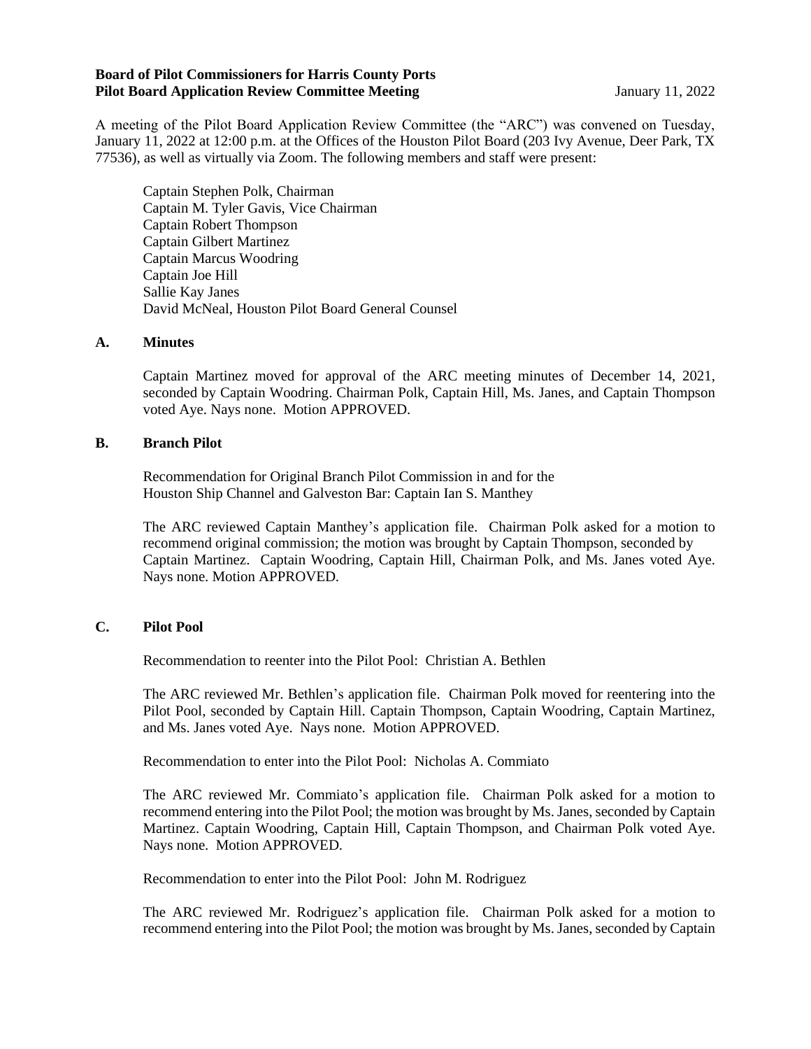**Board of Pilot Commissioners for Harris County Ports**
**Pilot Board Application Review Committee Meeting** January 11, 2022

A meeting of the Pilot Board Application Review Committee (the "ARC") was convened on Tuesday, January 11, 2022 at 12:00 p.m. at the Offices of the Houston Pilot Board (203 Ivy Avenue, Deer Park, TX 77536), as well as virtually via Zoom. The following members and staff were present:

Captain Stephen Polk, Chairman
Captain M. Tyler Gavis, Vice Chairman
Captain Robert Thompson
Captain Gilbert Martinez
Captain Marcus Woodring
Captain Joe Hill
Sallie Kay Janes
David McNeal, Houston Pilot Board General Counsel

## A. Minutes

Captain Martinez moved for approval of the ARC meeting minutes of December 14, 2021, seconded by Captain Woodring. Chairman Polk, Captain Hill, Ms. Janes, and Captain Thompson voted Aye. Nays none. Motion APPROVED.

## B. Branch Pilot

Recommendation for Original Branch Pilot Commission in and for the Houston Ship Channel and Galveston Bar: Captain Ian S. Manthey

The ARC reviewed Captain Manthey's application file. Chairman Polk asked for a motion to recommend original commission; the motion was brought by Captain Thompson, seconded by Captain Martinez. Captain Woodring, Captain Hill, Chairman Polk, and Ms. Janes voted Aye. Nays none. Motion APPROVED.

## C. Pilot Pool

Recommendation to reenter into the Pilot Pool: Christian A. Bethlen

The ARC reviewed Mr. Bethlen's application file. Chairman Polk moved for reentering into the Pilot Pool, seconded by Captain Hill. Captain Thompson, Captain Woodring, Captain Martinez, and Ms. Janes voted Aye. Nays none. Motion APPROVED.

Recommendation to enter into the Pilot Pool: Nicholas A. Commiato

The ARC reviewed Mr. Commiato's application file. Chairman Polk asked for a motion to recommend entering into the Pilot Pool; the motion was brought by Ms. Janes, seconded by Captain Martinez. Captain Woodring, Captain Hill, Captain Thompson, and Chairman Polk voted Aye. Nays none. Motion APPROVED.

Recommendation to enter into the Pilot Pool: John M. Rodriguez

The ARC reviewed Mr. Rodriguez's application file. Chairman Polk asked for a motion to recommend entering into the Pilot Pool; the motion was brought by Ms. Janes, seconded by Captain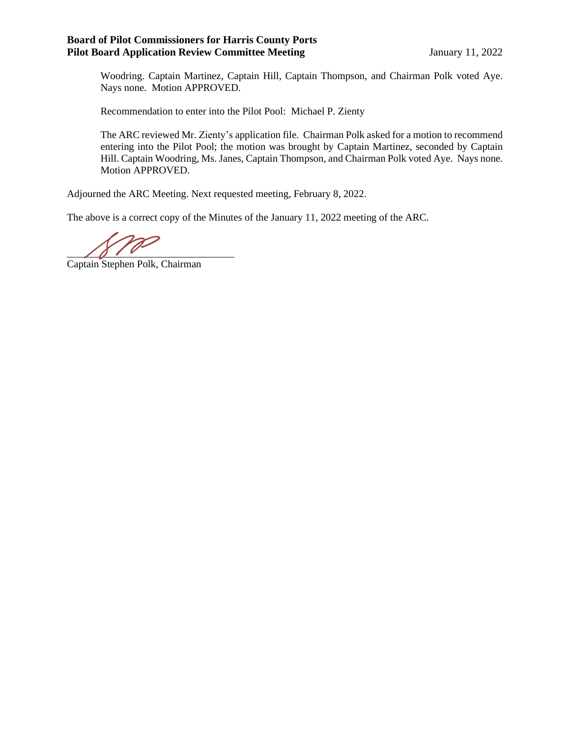Woodring. Captain Martinez, Captain Hill, Captain Thompson, and Chairman Polk voted Aye. Nays none. Motion APPROVED.

Recommendation to enter into the Pilot Pool: Michael P. Zienty

The ARC reviewed Mr. Zienty's application file. Chairman Polk asked for a motion to recommend entering into the Pilot Pool; the motion was brought by Captain Martinez, seconded by Captain Hill. Captain Woodring, Ms. Janes, Captain Thompson, and Chairman Polk voted Aye. Nays none. Motion APPROVED.

Adjourned the ARC Meeting. Next requested meeting, February 8, 2022.

The above is a correct copy of the Minutes of the January 11, 2022 meeting of the ARC.

Captain Stephen Polk, Chairman